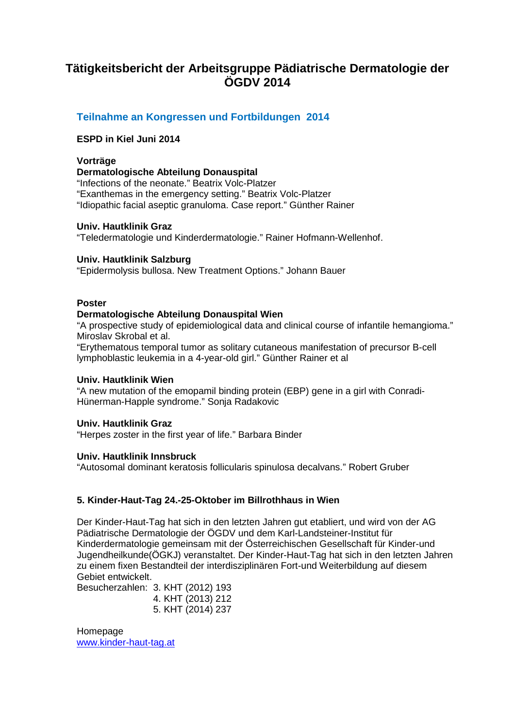# Tätigkeitsbericht der Arbeitsgruppe Pädiatrische Dermatologie der ÖGDV 2014

## Teilnahme an Kongressen und Fortbildungen 2014

**ESPD in Kiel Juni 2014**

**Vorträge**

**Dermatologische Abteilung Donauspital**

"Infections of the neonate." Beatrix Volc-Platzer

"Exanthemas in the emergency setting." Beatrix Volc-Platzer

"Idiopathic facial aseptic granuloma. Case report." Günther Rainer

**Univ. Hautklinik Graz**

"Teledermatologie und Kinderdermatologie." Rainer Hofmann-Wellenhof.

**Univ. Hautklinik Salzburg**

"Epidermolysis bullosa. New Treatment Options." Johann Bauer

**Poster**

**Dermatologische Abteilung Donauspital Wien**

"A prospective study of epidemiological data and clinical course of infantile hemangioma." Miroslav Skrobal et al.

"Erythematous temporal tumor as solitary cutaneous manifestation of precursor B-cell lymphoblastic leukemia in a 4-year-old girl." Günther Rainer et al

**Univ. Hautklinik Wien**

"A new mutation of the emopamil binding protein (EBP) gene in a girl with Conradi-Hünerman-Happle syndrome." Sonja Radakovic

**Univ. Hautklinik Graz**

"Herpes zoster in the first year of life." Barbara Binder

**Univ. Hautklinik Innsbruck**

"Autosomal dominant keratosis follicularis spinulosa decalvans." Robert Gruber

**5. Kinder-Haut-Tag 24.-25-Oktober im Billrothhaus in Wien**

Der Kinder-Haut-Tag hat sich in den letzten Jahren gut etabliert, und wird von der AG Pädiatrische Dermatologie der ÖGDV und dem Karl-Landsteiner-Institut für Kinderdermatologie gemeinsam mit der Österreichischen Gesellschaft für Kinder-und Jugendheilkunde(ÖGKJ) veranstaltet. Der Kinder-Haut-Tag hat sich in den letzten Jahren zu einem fixen Bestandteil der interdisziplinären Fort-und Weiterbildung auf diesem Gebiet entwickelt.

Besucherzahlen: 3. KHT (2012) 193
4. KHT (2013) 212
5. KHT (2014) 237

Homepage
www.kinder-haut-tag.at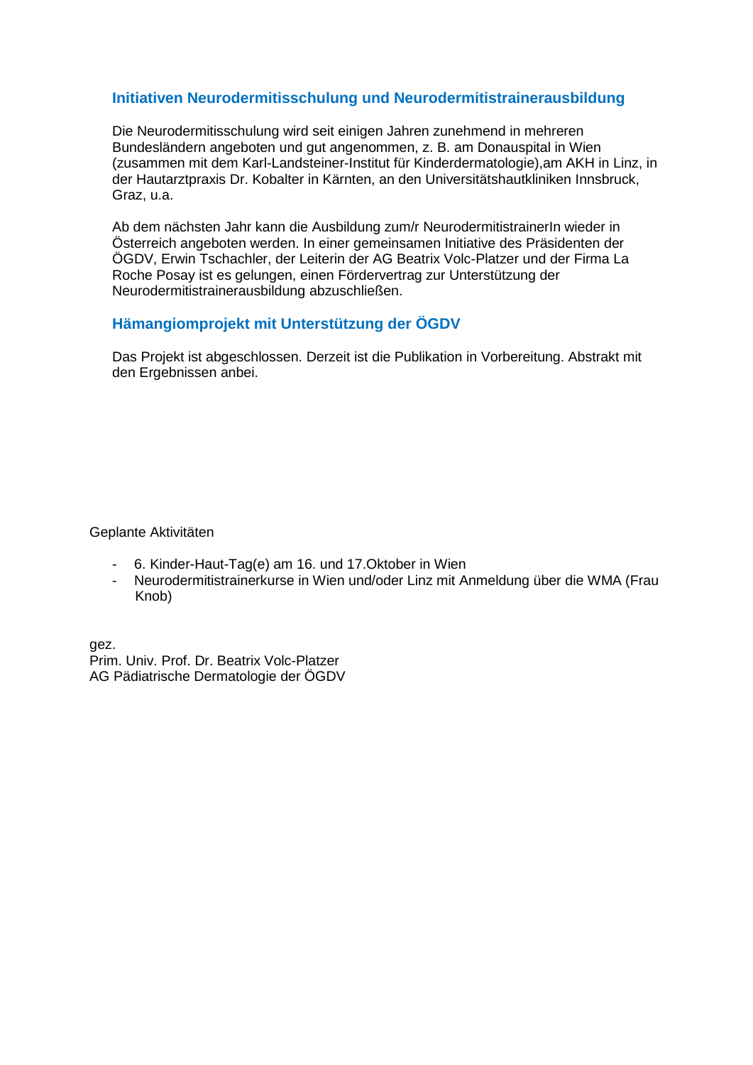## Initiativen Neurodermitisschulung und Neurodermitistrainerausbildung

Die Neurodermitisschulung wird seit einigen Jahren zunehmend in mehreren Bundesländern angeboten und gut angenommen, z. B. am Donauspital in Wien (zusammen mit dem Karl-Landsteiner-Institut für Kinderdermatologie),am AKH in Linz, in der Hautarztpraxis Dr. Kobalter in Kärnten, an den Universitätshautkliniken Innsbruck, Graz, u.a.

Ab dem nächsten Jahr kann die Ausbildung zum/r NeurodermitistrainerIn wieder in Österreich angeboten werden. In einer gemeinsamen Initiative des Präsidenten der ÖGDV, Erwin Tschachler, der Leiterin der AG Beatrix Volc-Platzer und der Firma La Roche Posay ist es gelungen, einen Fördervertrag zur Unterstützung der Neurodermitistrainerausbildung abzuschließen.

## Hämangiomprojekt mit Unterstützung der ÖGDV

Das Projekt ist abgeschlossen. Derzeit ist die Publikation in Vorbereitung. Abstrakt mit den Ergebnissen anbei.

Geplante Aktivitäten

- 6. Kinder-Haut-Tag(e) am 16. und 17.Oktober in Wien
- Neurodermitistrainerkurse in Wien und/oder Linz mit Anmeldung über die WMA (Frau Knob)

gez.
Prim. Univ. Prof. Dr. Beatrix Volc-Platzer
AG Pädiatrische Dermatologie der ÖGDV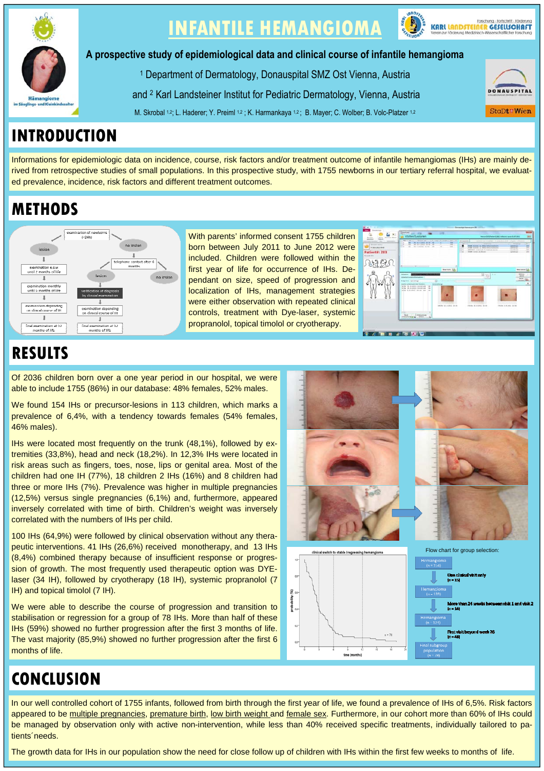# INFANTILE HEMANGIOMA

**A prospective study of epidemiological data and clinical course of infantile hemangioma**

[1] Department of Dermatology, Donauspital SMZ Ost Vienna, Austria

and [2] Karl Landsteiner Institut for Pediatric Dermatology, Vienna, Austria

M. Skrobal [1,2]; L. Haderer; Y. Preiml [1,2]; K. Harmankaya [1,2]; B. Mayer; C. Wolber; B. Volc-Platzer [1,2]

## INTRODUCTION

Informations for epidemiologic data on incidence, course, risk factors and/or treatment outcome of infantile hemangiomas (IHs) are mainly derived from retrospective studies of small populations. In this prospective study, with 1755 newborns in our tertiary referral hospital, we evaluated prevalence, incidence, risk factors and different treatment outcomes.

## METHODS

examination of newborns (<24h)

lesion → examination e.c.w until 2 months of life → examination monthly until 6 months of life → examination depending on clinical course of IH → final examination at 12 months of life

no lesion → telephone contact after 6 months → lesion → verification of diagnosis by clinical examination → examination depending on clinical course of IH → final examination at 12 months of life

no lesion → telephone contact after 6 months → no lesion

With parents' informed consent 1755 children born between July 2011 to June 2012 were included. Children were followed within the first year of life for occurrence of IHs. Dependant on size, speed of progression and localization of IHs, management strategies were either observation with repeated clinical controls, treatment with Dye-laser, systemic propranolol, topical timolol or cryotherapy.

## RESULTS

Of 2036 children born over a one year period in our hospital, we were able to include 1755 (86%) in our database: 48% females, 52% males.

We found 154 IHs or precursor-lesions in 113 children, which marks a prevalence of 6,4%, with a tendency towards females (54% females, 46% males).

IHs were located most frequently on the trunk (48,1%), followed by extremities (33,8%), head and neck (18,2%). In 12,3% IHs were located in risk areas such as fingers, toes, nose, lips or genital area. Most of the children had one IH (77%), 18 children 2 IHs (16%) and 8 children had three or more IHs (7%). Prevalence was higher in multiple pregnancies (12,5%) versus single pregnancies (6,1%) and, furthermore, appeared inversely correlated with time of birth. Children's weight was inversely correlated with the numbers of IHs per child.

100 IHs (64,9%) were followed by clinical observation without any therapeutic interventions. 41 IHs (26,6%) received monotherapy, and 13 IHs (8,4%) combined therapy because of insufficient response or progression of growth. The most frequently used therapeutic option was DYE-laser (34 IH), followed by cryotherapy (18 IH), systemic propranolol (7 IH) and topical timolol (7 IH).

We were able to describe the course of progression and transition to stabilisation or regression for a group of 78 IHs. More than half of these IHs (59%) showed no further progression after the first 3 months of life. The vast majority (85,9%) showed no further progression after the first 6 months of life.

clinical switch to stable /regressing hemangioma

probability (%)

time (months)

n = 78

Flow chart for group selection:

Hemangioma (n = 154) → One clinical visit only (n = 15)

Hemangioma (n = 139) → More than 24 weeks between visit 1 and visit 2 (n = 14)

Hemangioma (n = 125) → First visit beyond week 26 (n = 48)

Final subgroup population (n = 78)

## CONCLUSION

In our well controlled cohort of 1755 infants, followed from birth through the first year of life, we found a prevalence of IHs of 6,5%. Risk factors appeared to be multiple pregnancies, premature birth, low birth weight and female sex. Furthermore, in our cohort more than 60% of IHs could be managed by observation only with active non-intervention, while less than 40% received specific treatments, individually tailored to patients´needs.

The growth data for IHs in our population show the need for close follow up of children with IHs within the first few weeks to months of life.